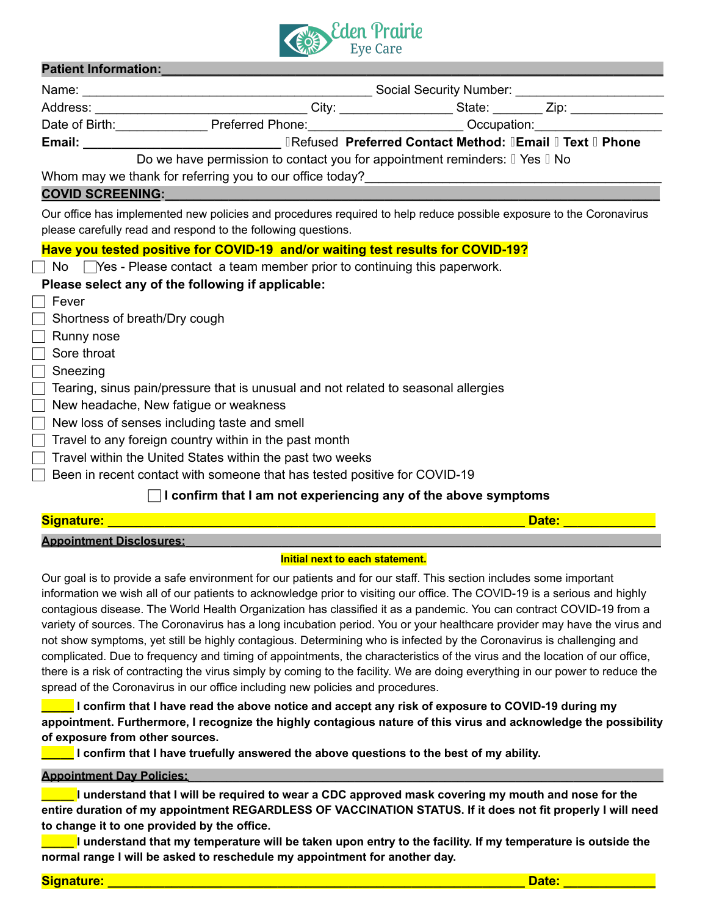# Eden Prairie Eye Care

## Patient Information:

Name: ______________________________ Social Security Number: ____________________

Address: ______________________________ City: ______________ State: _______ Zip: ____________

Date of Birth: _____________ Preferred Phone: _____________________ Occupation: __________________

**Email:** ___________________________ ☐Refused **Preferred Contact Method: ☐Email ☐ Text ☐ Phone**

Do we have permission to contact you for appointment reminders: ☐ Yes ☐ No

Whom may we thank for referring you to our office today? ________________________________________

## COVID SCREENING:

Our office has implemented new policies and procedures required to help reduce possible exposure to the Coronavirus please carefully read and respond to the following questions.

**Have you tested positive for COVID-19 and/or waiting test results for COVID-19?**

☐ No ☐ Yes - Please contact a team member prior to continuing this paperwork.

**Please select any of the following if applicable:**

- ☐ Fever
- ☐ Shortness of breath/Dry cough
- ☐ Runny nose
- ☐ Sore throat
- ☐ Sneezing
- ☐ Tearing, sinus pain/pressure that is unusual and not related to seasonal allergies
- ☐ New headache, New fatigue or weakness
- ☐ New loss of senses including taste and smell
- ☐ Travel to any foreign country within in the past month
- ☐ Travel within the United States within the past two weeks
- ☐ Been in recent contact with someone that has tested positive for COVID-19

☐ **I confirm that I am not experiencing any of the above symptoms**

**Signature:** ________________________________________________ **Date:** ____________

## Appointment Disclosures:

**Initial next to each statement.**

Our goal is to provide a safe environment for our patients and for our staff. This section includes some important information we wish all of our patients to acknowledge prior to visiting our office. The COVID-19 is a serious and highly contagious disease. The World Health Organization has classified it as a pandemic. You can contract COVID-19 from a variety of sources. The Coronavirus has a long incubation period. You or your healthcare provider may have the virus and not show symptoms, yet still be highly contagious. Determining who is infected by the Coronavirus is challenging and complicated. Due to frequency and timing of appointments, the characteristics of the virus and the location of our office, there is a risk of contracting the virus simply by coming to the facility. We are doing everything in our power to reduce the spread of the Coronavirus in our office including new policies and procedures.

_____ **I confirm that I have read the above notice and accept any risk of exposure to COVID-19 during my appointment. Furthermore, I recognize the highly contagious nature of this virus and acknowledge the possibility of exposure from other sources.**

_____ **I confirm that I have truefully answered the above questions to the best of my ability.**

## Appointment Day Policies:

_____ **I understand that I will be required to wear a CDC approved mask covering my mouth and nose for the entire duration of my appointment REGARDLESS OF VACCINATION STATUS. If it does not fit properly I will need to change it to one provided by the office.**

_____ **I understand that my temperature will be taken upon entry to the facility. If my temperature is outside the normal range I will be asked to reschedule my appointment for another day.**

**Signature:** ________________________________________________ **Date:** ____________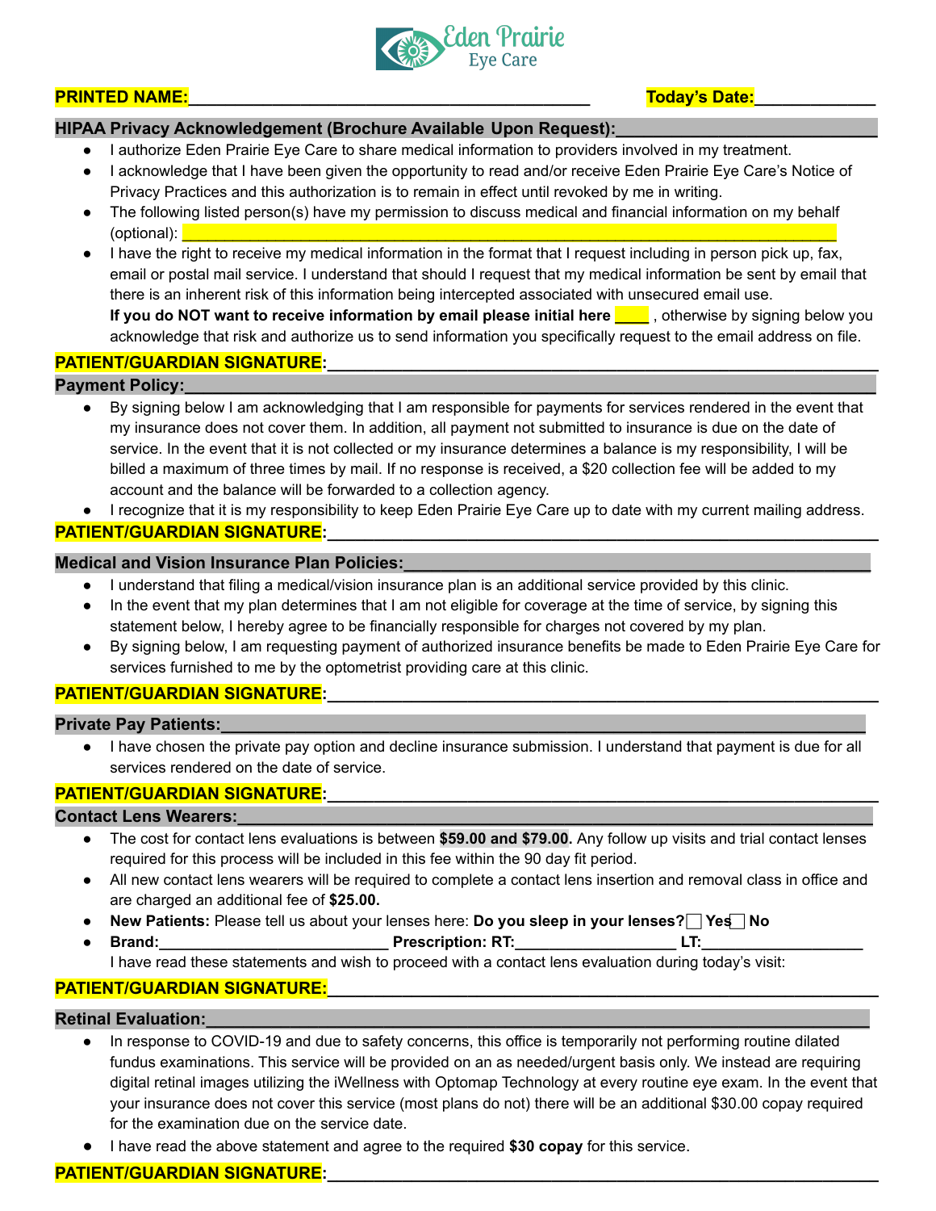Eden Prairie Eye Care

**PRINTED NAME:**\_\_\_\_\_\_\_\_\_\_\_\_\_\_\_\_\_\_\_\_\_\_\_\_\_\_\_\_\_\_\_\_\_\_\_\_\_\_\_\_\_\_ **Today's Date:**\_\_\_\_\_\_\_\_\_\_\_\_

**HIPAA Privacy Acknowledgement (Brochure Available Upon Request):**

- I authorize Eden Prairie Eye Care to share medical information to providers involved in my treatment.
- I acknowledge that I have been given the opportunity to read and/or receive Eden Prairie Eye Care's Notice of Privacy Practices and this authorization is to remain in effect until revoked by me in writing.
- The following listed person(s) have my permission to discuss medical and financial information on my behalf (optional): \_\_\_\_\_\_\_\_\_\_\_\_\_\_\_\_\_\_\_\_\_\_\_\_\_\_\_\_\_\_\_\_\_\_\_\_\_\_\_\_\_\_\_\_\_\_\_\_\_\_\_\_\_\_\_\_\_\_
- I have the right to receive my medical information in the format that I request including in person pick up, fax, email or postal mail service. I understand that should I request that my medical information be sent by email that there is an inherent risk of this information being intercepted associated with unsecured email use.
  **If you do NOT want to receive information by email please initial here \_\_\_\_** , otherwise by signing below you acknowledge that risk and authorize us to send information you specifically request to the email address on file.

**PATIENT/GUARDIAN SIGNATURE:**\_\_\_\_\_\_\_\_\_\_\_\_\_\_\_\_\_\_\_\_\_\_\_\_\_\_\_\_\_\_\_\_\_\_\_\_\_\_\_\_\_\_\_\_\_\_\_\_

**Payment Policy:**

- By signing below I am acknowledging that I am responsible for payments for services rendered in the event that my insurance does not cover them. In addition, all payment not submitted to insurance is due on the date of service. In the event that it is not collected or my insurance determines a balance is my responsibility, I will be billed a maximum of three times by mail. If no response is received, a $20 collection fee will be added to my account and the balance will be forwarded to a collection agency.
- I recognize that it is my responsibility to keep Eden Prairie Eye Care up to date with my current mailing address.

**PATIENT/GUARDIAN SIGNATURE:**\_\_\_\_\_\_\_\_\_\_\_\_\_\_\_\_\_\_\_\_\_\_\_\_\_\_\_\_\_\_\_\_\_\_\_\_\_\_\_\_\_\_\_\_\_\_\_\_

**Medical and Vision Insurance Plan Policies:**

- I understand that filing a medical/vision insurance plan is an additional service provided by this clinic.
- In the event that my plan determines that I am not eligible for coverage at the time of service, by signing this statement below, I hereby agree to be financially responsible for charges not covered by my plan.
- By signing below, I am requesting payment of authorized insurance benefits be made to Eden Prairie Eye Care for services furnished to me by the optometrist providing care at this clinic.

**PATIENT/GUARDIAN SIGNATURE:**\_\_\_\_\_\_\_\_\_\_\_\_\_\_\_\_\_\_\_\_\_\_\_\_\_\_\_\_\_\_\_\_\_\_\_\_\_\_\_\_\_\_\_\_\_\_\_\_

**Private Pay Patients:**

- I have chosen the private pay option and decline insurance submission. I understand that payment is due for all services rendered on the date of service.

**PATIENT/GUARDIAN SIGNATURE:**\_\_\_\_\_\_\_\_\_\_\_\_\_\_\_\_\_\_\_\_\_\_\_\_\_\_\_\_\_\_\_\_\_\_\_\_\_\_\_\_\_\_\_\_\_\_\_\_

**Contact Lens Wearers:**

- The cost for contact lens evaluations is between **$59.00 and $79.00.** Any follow up visits and trial contact lenses required for this process will be included in this fee within the 90 day fit period.
- All new contact lens wearers will be required to complete a contact lens insertion and removal class in office and are charged an additional fee of **$25.00.**
- **New Patients:** Please tell us about your lenses here: **Do you sleep in your lenses?** ☐ **Yes** ☐ **No**
- **Brand:**\_\_\_\_\_\_\_\_\_\_\_\_\_\_\_\_\_\_\_\_\_\_ **Prescription: RT:**\_\_\_\_\_\_\_\_\_\_\_\_\_\_\_\_ **LT:**\_\_\_\_\_\_\_\_\_\_\_\_\_\_\_\_
  I have read these statements and wish to proceed with a contact lens evaluation during today's visit:

**PATIENT/GUARDIAN SIGNATURE:**\_\_\_\_\_\_\_\_\_\_\_\_\_\_\_\_\_\_\_\_\_\_\_\_\_\_\_\_\_\_\_\_\_\_\_\_\_\_\_\_\_\_\_\_\_\_\_\_

**Retinal Evaluation:**

- In response to COVID-19 and due to safety concerns, this office is temporarily not performing routine dilated fundus examinations. This service will be provided on an as needed/urgent basis only. We instead are requiring digital retinal images utilizing the iWellness with Optomap Technology at every routine eye exam. In the event that your insurance does not cover this service (most plans do not) there will be an additional $30.00 copay required for the examination due on the service date.
- I have read the above statement and agree to the required **$30 copay** for this service.

**PATIENT/GUARDIAN SIGNATURE:**\_\_\_\_\_\_\_\_\_\_\_\_\_\_\_\_\_\_\_\_\_\_\_\_\_\_\_\_\_\_\_\_\_\_\_\_\_\_\_\_\_\_\_\_\_\_\_\_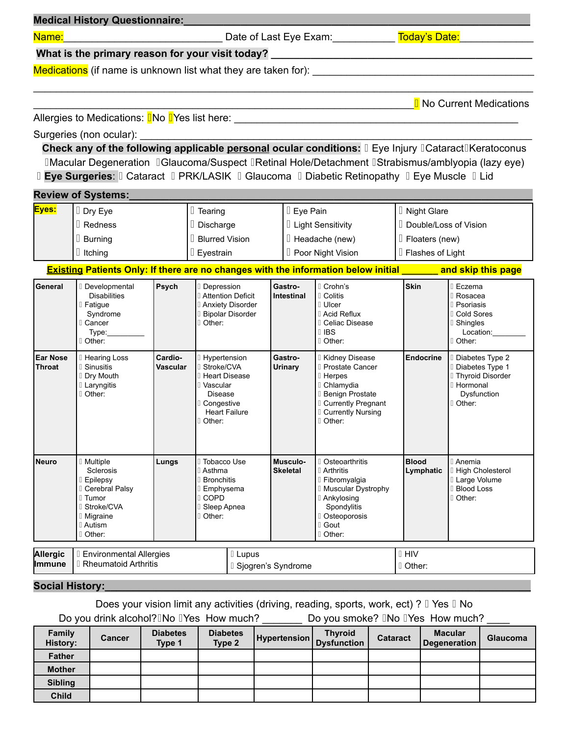## Medical History Questionnaire:

Name:____________________________ Date of Last Eye Exam:___________ Today's Date:_____________

**What is the primary reason for your visit today?** ____________________________________________

Medications (if name is unknown list what they are taken for): ________________________________________

____________________________________________________________________________________________

____________________________________________________________________ ☐ No Current Medications

Allergies to Medications: ☐No ☐Yes list here: _______________________________________________

Surgeries (non ocular): ____________________________________________________________________

**Check any of the following applicable personal ocular conditions:** ☐ Eye Injury ☐Cataract ☐Keratoconus ☐Macular Degeneration ☐Glaucoma/Suspect ☐Retinal Hole/Detachment ☐Strabismus/amblyopia (lazy eye)

☐ **Eye Surgeries**: ☐ Cataract ☐ PRK/LASIK ☐ Glaucoma ☐ Diabetic Retinopathy ☐ Eye Muscle ☐ Lid

## Review of Systems:

| | | | | |
|---|---|---|---|---|
| **Eyes:** | ☐ Dry Eye<br>☐ Redness<br>☐ Burning<br>☐ Itching | ☐ Tearing<br>☐ Discharge<br>☐ Blurred Vision<br>☐ Eyestrain | ☐ Eye Pain<br>☐ Light Sensitivity<br>☐ Headache (new)<br>☐ Poor Night Vision | ☐ Night Glare<br>☐ Double/Loss of Vision<br>☐ Floaters (new)<br>☐ Flashes of Light |

**Existing Patients Only: If there are no changes with the information below initial _______ and skip this page**

| | | | | | | | |
|---|---|---|---|---|---|---|---|
| **General** | ☐ Developmental Disabilities<br>☐ Fatigue Syndrome<br>☐ Cancer Type:_________<br>☐ Other: | **Psych** | ☐ Depression<br>☐ Attention Deficit<br>☐ Anxiety Disorder<br>☐ Bipolar Disorder<br>☐ Other: | **Gastro-Intestinal** | ☐ Crohn's<br>☐ Colitis<br>☐ Ulcer<br>☐ Acid Reflux<br>☐ Celiac Disease<br>☐ IBS<br>☐ Other: | **Skin** | ☐ Eczema<br>☐ Rosacea<br>☐ Psoriasis<br>☐ Cold Sores<br>☐ Shingles Location:________<br>☐ Other: |
| **Ear Nose Throat** | ☐ Hearing Loss<br>☐ Sinusitis<br>☐ Dry Mouth<br>☐ Laryngitis<br>☐ Other: | **Cardio-Vascular** | ☐ Hypertension<br>☐ Stroke/CVA<br>☐ Heart Disease<br>☐ Vascular Disease<br>☐ Congestive Heart Failure<br>☐ Other: | **Gastro-Urinary** | ☐ Kidney Disease<br>☐ Prostate Cancer<br>☐ Herpes<br>☐ Chlamydia<br>☐ Benign Prostate<br>☐ Currently Pregnant<br>☐ Currently Nursing<br>☐ Other: | **Endocrine** | ☐ Diabetes Type 2<br>☐ Diabetes Type 1<br>☐ Thyroid Disorder<br>☐ Hormonal Dysfunction<br>☐ Other: |
| **Neuro** | ☐ Multiple Sclerosis<br>☐ Epilepsy<br>☐ Cerebral Palsy<br>☐ Tumor<br>☐ Stroke/CVA<br>☐ Migraine<br>☐ Autism<br>☐ Other: | **Lungs** | ☐ Tobacco Use<br>☐ Asthma<br>☐ Bronchitis<br>☐ Emphysema<br>☐ COPD<br>☐ Sleep Apnea<br>☐ Other: | **Musculo-Skeletal** | ☐ Osteoarthritis<br>☐ Arthritis<br>☐ Fibromyalgia<br>☐ Muscular Dystrophy<br>☐ Ankylosing Spondylitis<br>☐ Osteoporosis<br>☐ Gout<br>☐ Other: | **Blood Lymphatic** | ☐ Anemia<br>☐ High Cholesterol<br>☐ Large Volume Blood Loss<br>☐ Other: |

| | | | |
|---|---|---|---|
| **Allergic Immune** | ☐ Environmental Allergies<br>☐ Rheumatoid Arthritis | ☐ Lupus<br>☐ Sjogren's Syndrome | ☐ HIV<br>☐ Other: |

## Social History:

Does your vision limit any activities (driving, reading, sports, work, ect) ? ☐ Yes ☐ No

Do you drink alcohol?☐No ☐Yes How much? _______ Do you smoke? ☐No ☐Yes How much? ____

| Family History: | Cancer | Diabetes Type 1 | Diabetes Type 2 | Hypertension | Thyroid Dysfunction | Cataract | Macular Degeneration | Glaucoma |
|---|---|---|---|---|---|---|---|---|
| **Father** | | | | | | | | |
| **Mother** | | | | | | | | |
| **Sibling** | | | | | | | | |
| **Child** | | | | | | | | |